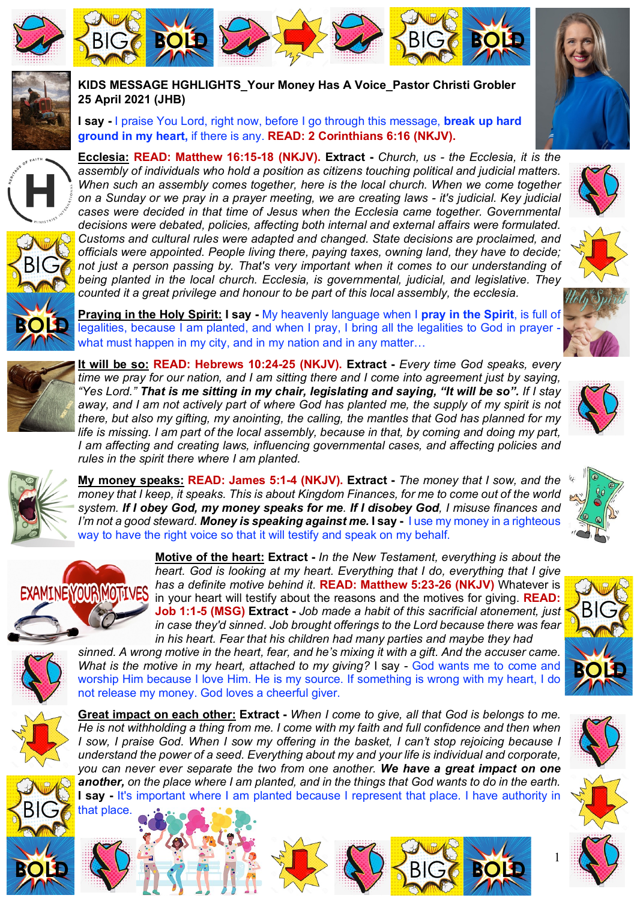**KIDS MESSAGE HGHLIGHTS_Your Money Has A Voice_Pastor Christi Grobler**
**25 April 2021 (JHB)**

**I say -** I praise You Lord, right now, before I go through this message, **break up hard ground in my heart,** if there is any. **READ: 2 Corinthians 6:16 (NKJV).**

**Ecclesia: READ: Matthew 16:15-18 (NKJV). Extract -** *Church, us - the Ecclesia, it is the assembly of individuals who hold a position as citizens touching political and judicial matters. When such an assembly comes together, here is the local church. When we come together on a Sunday or we pray in a prayer meeting, we are creating laws - it's judicial. Key judicial cases were decided in that time of Jesus when the Ecclesia came together. Governmental decisions were debated, policies, affecting both internal and external affairs were formulated. Customs and cultural rules were adapted and changed. State decisions are proclaimed, and officials were appointed. People living there, paying taxes, owning land, they have to decide; not just a person passing by. That's very important when it comes to our understanding of being planted in the local church. Ecclesia, is governmental, judicial, and legislative. They counted it a great privilege and honour to be part of this local assembly, the ecclesia.*

**Praying in the Holy Spirit: I say -** My heavenly language when I **pray in the Spirit**, is full of legalities, because I am planted, and when I pray, I bring all the legalities to God in prayer - what must happen in my city, and in my nation and in any matter…

**It will be so: READ: Hebrews 10:24-25 (NKJV). Extract -** *Every time God speaks, every time we pray for our nation, and I am sitting there and I come into agreement just by saying, "Yes Lord." **That is me sitting in my chair, legislating and saying, "It will be so".** If I stay away, and I am not actively part of where God has planted me, the supply of my spirit is not there, but also my gifting, my anointing, the calling, the mantles that God has planned for my life is missing. I am part of the local assembly, because in that, by coming and doing my part, I am affecting and creating laws, influencing governmental cases, and affecting policies and rules in the spirit there where I am planted.*

**My money speaks: READ: James 5:1-4 (NKJV). Extract -** *The money that I sow, and the money that I keep, it speaks. This is about Kingdom Finances, for me to come out of the world system. **If I obey God, my money speaks for me. If I disobey God**, I misuse finances and I'm not a good steward. **Money is speaking against me.*** **I say -** I use my money in a righteous way to have the right voice so that it will testify and speak on my behalf.

**Motive of the heart: Extract -** *In the New Testament, everything is about the heart. God is looking at my heart. Everything that I do, everything that I give has a definite motive behind it.* **READ: Matthew 5:23-26 (NKJV)** Whatever is in your heart will testify about the reasons and the motives for giving. **READ: Job 1:1-5 (MSG) Extract -** *Job made a habit of this sacrificial atonement, just in case they'd sinned. Job brought offerings to the Lord because there was fear in his heart. Fear that his children had many parties and maybe they had sinned. A wrong motive in the heart, fear, and he's mixing it with a gift. And the accuser came. What is the motive in my heart, attached to my giving?* I say - God wants me to come and worship Him because I love Him. He is my source. If something is wrong with my heart, I do not release my money. God loves a cheerful giver.

**Great impact on each other: Extract -** *When I come to give, all that God is belongs to me. He is not withholding a thing from me. I come with my faith and full confidence and then when I sow, I praise God. When I sow my offering in the basket, I can't stop rejoicing because I understand the power of a seed. Everything about my and your life is individual and corporate, you can never ever separate the two from one another. **We have a great impact on one another,** on the place where I am planted, and in the things that God wants to do in the earth.*
**I say -** It's important where I am planted because I represent that place. I have authority in that place.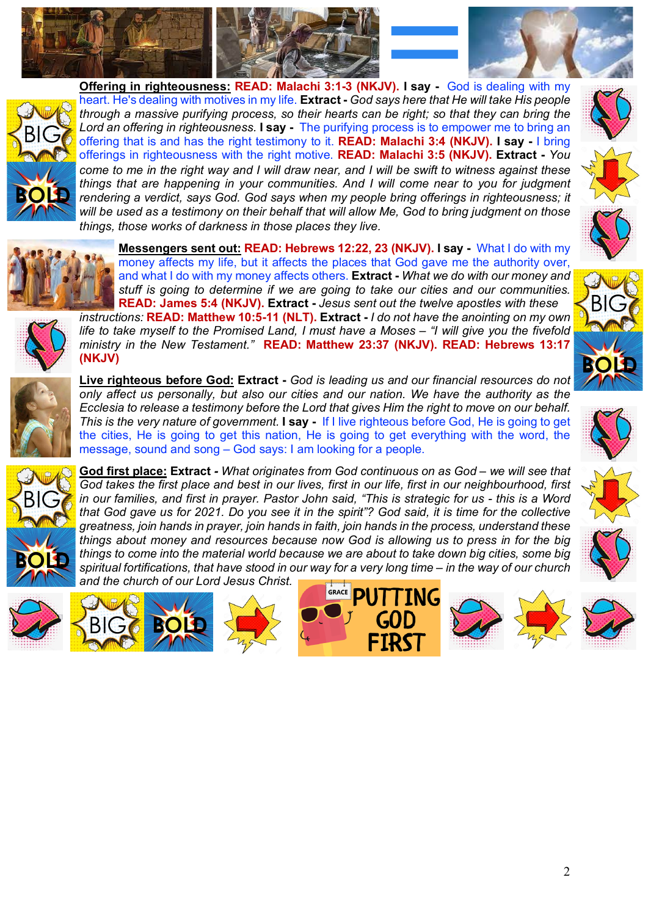**Offering in righteousness:** **READ: Malachi 3:1-3 (NKJV).** **I say -** God is dealing with my heart. He's dealing with motives in my life. **Extract -** *God says here that He will take His people through a massive purifying process, so their hearts can be right; so that they can bring the Lord an offering in righteousness.* **I say -** The purifying process is to empower me to bring an offering that is and has the right testimony to it. **READ: Malachi 3:4 (NKJV).** **I say -** I bring offerings in righteousness with the right motive. **READ: Malachi 3:5 (NKJV).** **Extract -** *You come to me in the right way and I will draw near, and I will be swift to witness against these things that are happening in your communities. And I will come near to you for judgment rendering a verdict, says God. God says when my people bring offerings in righteousness; it will be used as a testimony on their behalf that will allow Me, God to bring judgment on those things, those works of darkness in those places they live.*

**Messengers sent out:** **READ: Hebrews 12:22, 23 (NKJV).** **I say -** What I do with my money affects my life, but it affects the places that God gave me the authority over, and what I do with my money affects others. **Extract -** *What we do with our money and stuff is going to determine if we are going to take our cities and our communities.* **READ: James 5:4 (NKJV).** **Extract -** *Jesus sent out the twelve apostles with these instructions:* **READ: Matthew 10:5-11 (NLT).** **Extract -** *I do not have the anointing on my own life to take myself to the Promised Land, I must have a Moses – "I will give you the fivefold ministry in the New Testament."* **READ: Matthew 23:37 (NKJV). READ: Hebrews 13:17 (NKJV)**

**Live righteous before God:** **Extract -** *God is leading us and our financial resources do not only affect us personally, but also our cities and our nation. We have the authority as the Ecclesia to release a testimony before the Lord that gives Him the right to move on our behalf. This is the very nature of government.* **I say -** If I live righteous before God, He is going to get the cities, He is going to get this nation, He is going to get everything with the word, the message, sound and song – God says: I am looking for a people.

**God first place:** **Extract -** *What originates from God continuous on as God – we will see that God takes the first place and best in our lives, first in our life, first in our neighbourhood, first in our families, and first in prayer. Pastor John said, "This is strategic for us - this is a Word that God gave us for 2021. Do you see it in the spirit"? God said, it is time for the collective greatness, join hands in prayer, join hands in faith, join hands in the process, understand these things about money and resources because now God is allowing us to press in for the big things to come into the material world because we are about to take down big cities, some big spiritual fortifications, that have stood in our way for a very long time – in the way of our church and the church of our Lord Jesus Christ.*